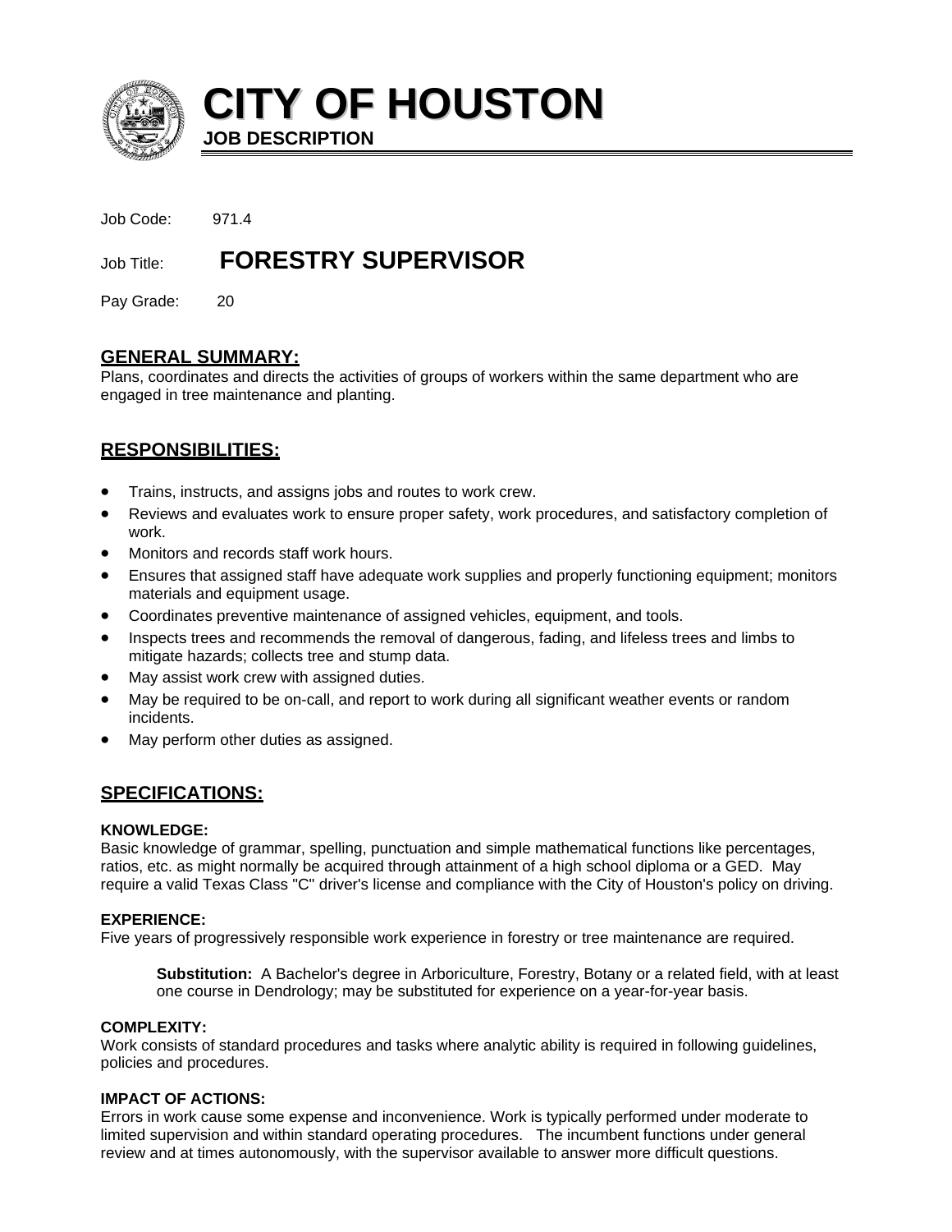# CITY OF HOUSTON

**JOB DESCRIPTION**

Job Code: 971.4

Job Title: **FORESTRY SUPERVISOR**

Pay Grade: 20

## GENERAL SUMMARY:

Plans, coordinates and directs the activities of groups of workers within the same department who are engaged in tree maintenance and planting.

## RESPONSIBILITIES:

- Trains, instructs, and assigns jobs and routes to work crew.
- Reviews and evaluates work to ensure proper safety, work procedures, and satisfactory completion of work.
- Monitors and records staff work hours.
- Ensures that assigned staff have adequate work supplies and properly functioning equipment; monitors materials and equipment usage.
- Coordinates preventive maintenance of assigned vehicles, equipment, and tools.
- Inspects trees and recommends the removal of dangerous, fading, and lifeless trees and limbs to mitigate hazards; collects tree and stump data.
- May assist work crew with assigned duties.
- May be required to be on-call, and report to work during all significant weather events or random incidents.
- May perform other duties as assigned.

## SPECIFICATIONS:

### KNOWLEDGE:

Basic knowledge of grammar, spelling, punctuation and simple mathematical functions like percentages, ratios, etc. as might normally be acquired through attainment of a high school diploma or a GED. May require a valid Texas Class "C" driver's license and compliance with the City of Houston's policy on driving.

### EXPERIENCE:

Five years of progressively responsible work experience in forestry or tree maintenance are required.

> **Substitution:** A Bachelor's degree in Arboriculture, Forestry, Botany or a related field, with at least one course in Dendrology; may be substituted for experience on a year-for-year basis.

### COMPLEXITY:

Work consists of standard procedures and tasks where analytic ability is required in following guidelines, policies and procedures.

### IMPACT OF ACTIONS:

Errors in work cause some expense and inconvenience. Work is typically performed under moderate to limited supervision and within standard operating procedures. The incumbent functions under general review and at times autonomously, with the supervisor available to answer more difficult questions.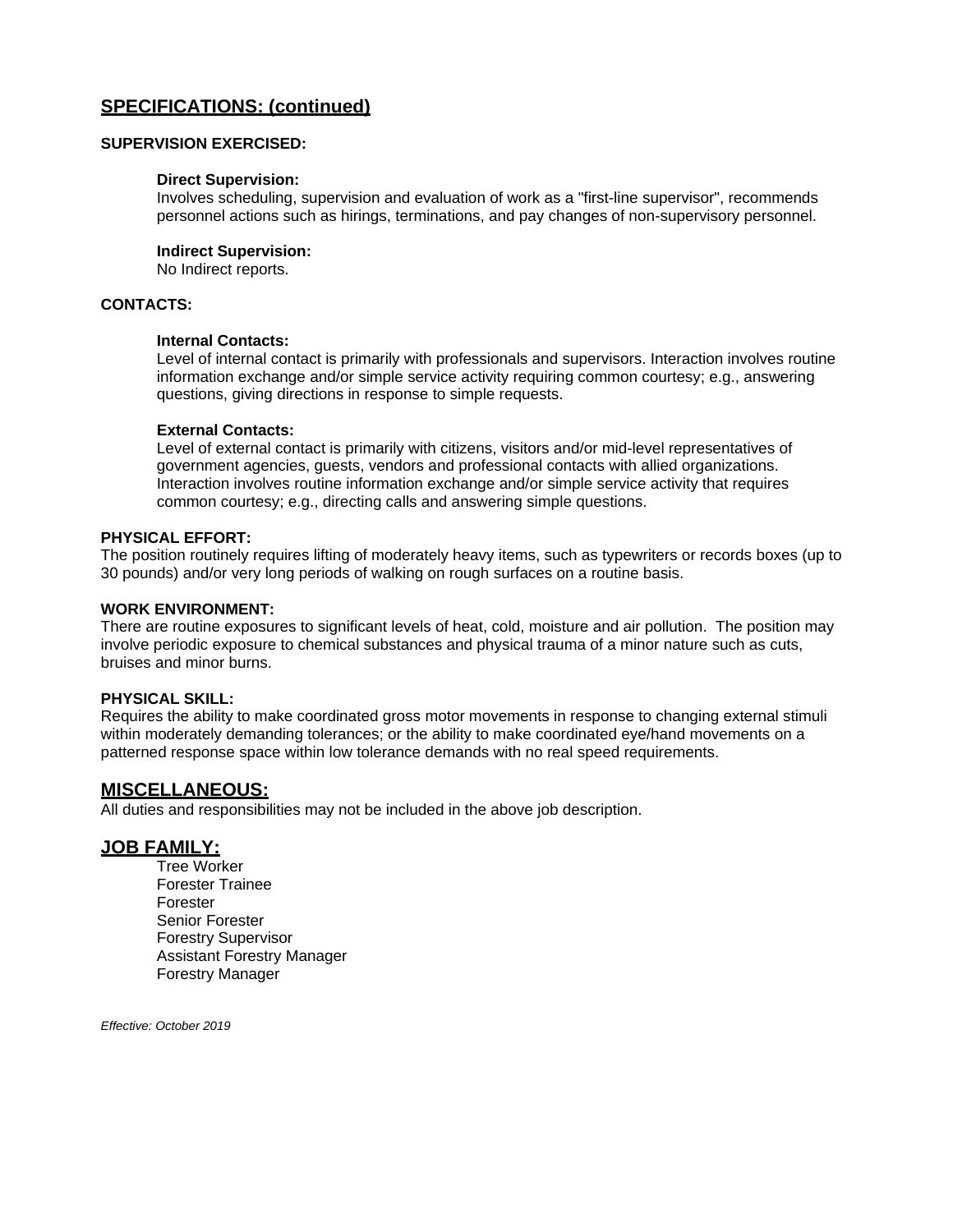## SPECIFICATIONS: (continued)

**SUPERVISION EXERCISED:**

**Direct Supervision:**
Involves scheduling, supervision and evaluation of work as a "first-line supervisor", recommends personnel actions such as hirings, terminations, and pay changes of non-supervisory personnel.

**Indirect Supervision:**
No Indirect reports.

**CONTACTS:**

**Internal Contacts:**
Level of internal contact is primarily with professionals and supervisors. Interaction involves routine information exchange and/or simple service activity requiring common courtesy; e.g., answering questions, giving directions in response to simple requests.

**External Contacts:**
Level of external contact is primarily with citizens, visitors and/or mid-level representatives of government agencies, guests, vendors and professional contacts with allied organizations. Interaction involves routine information exchange and/or simple service activity that requires common courtesy; e.g., directing calls and answering simple questions.

**PHYSICAL EFFORT:**
The position routinely requires lifting of moderately heavy items, such as typewriters or records boxes (up to 30 pounds) and/or very long periods of walking on rough surfaces on a routine basis.

**WORK ENVIRONMENT:**
There are routine exposures to significant levels of heat, cold, moisture and air pollution. The position may involve periodic exposure to chemical substances and physical trauma of a minor nature such as cuts, bruises and minor burns.

**PHYSICAL SKILL:**
Requires the ability to make coordinated gross motor movements in response to changing external stimuli within moderately demanding tolerances; or the ability to make coordinated eye/hand movements on a patterned response space within low tolerance demands with no real speed requirements.

## MISCELLANEOUS:

All duties and responsibilities may not be included in the above job description.

## JOB FAMILY:

- Tree Worker
- Forester Trainee
- Forester
- Senior Forester
- Forestry Supervisor
- Assistant Forestry Manager
- Forestry Manager

*Effective: October 2019*